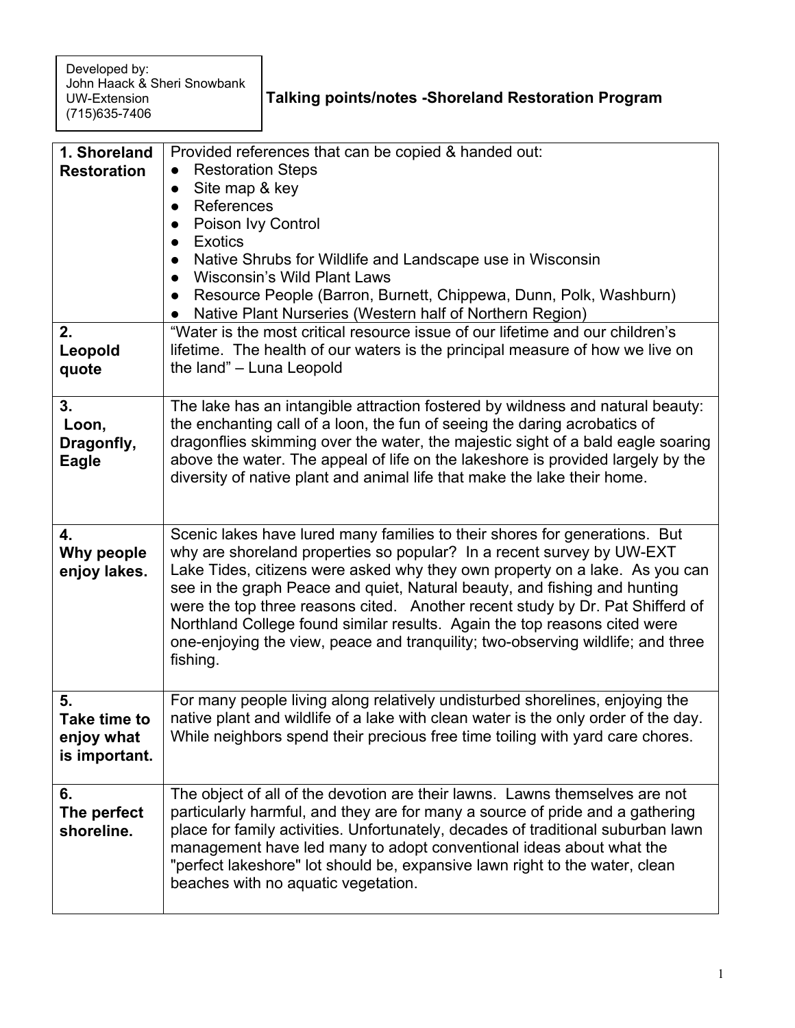Developed by:
John Haack & Sheri Snowbank
UW-Extension
(715)635-7406

# Talking points/notes -Shoreland Restoration Program

| | |
|---|---|
| **1. Shoreland Restoration** | Provided references that can be copied & handed out: <br>• Restoration Steps <br>• Site map & key <br>• References <br>• Poison Ivy Control <br>• Exotics <br>• Native Shrubs for Wildlife and Landscape use in Wisconsin <br>• Wisconsin's Wild Plant Laws <br>• Resource People (Barron, Burnett, Chippewa, Dunn, Polk, Washburn) <br>• Native Plant Nurseries (Western half of Northern Region) |
| **2. Leopold quote** | "Water is the most critical resource issue of our lifetime and our children's lifetime. The health of our waters is the principal measure of how we live on the land" – Luna Leopold |
| **3. Loon, Dragonfly, Eagle** | The lake has an intangible attraction fostered by wildness and natural beauty: the enchanting call of a loon, the fun of seeing the daring acrobatics of dragonflies skimming over the water, the majestic sight of a bald eagle soaring above the water. The appeal of life on the lakeshore is provided largely by the diversity of native plant and animal life that make the lake their home. |
| **4. Why people enjoy lakes.** | Scenic lakes have lured many families to their shores for generations. But why are shoreland properties so popular? In a recent survey by UW-EXT Lake Tides, citizens were asked why they own property on a lake. As you can see in the graph Peace and quiet, Natural beauty, and fishing and hunting were the top three reasons cited. Another recent study by Dr. Pat Shifferd of Northland College found similar results. Again the top reasons cited were one-enjoying the view, peace and tranquility; two-observing wildlife; and three fishing. |
| **5. Take time to enjoy what is important.** | For many people living along relatively undisturbed shorelines, enjoying the native plant and wildlife of a lake with clean water is the only order of the day. While neighbors spend their precious free time toiling with yard care chores. |
| **6. The perfect shoreline.** | The object of all of the devotion are their lawns. Lawns themselves are not particularly harmful, and they are for many a source of pride and a gathering place for family activities. Unfortunately, decades of traditional suburban lawn management have led many to adopt conventional ideas about what the "perfect lakeshore" lot should be, expansive lawn right to the water, clean beaches with no aquatic vegetation. |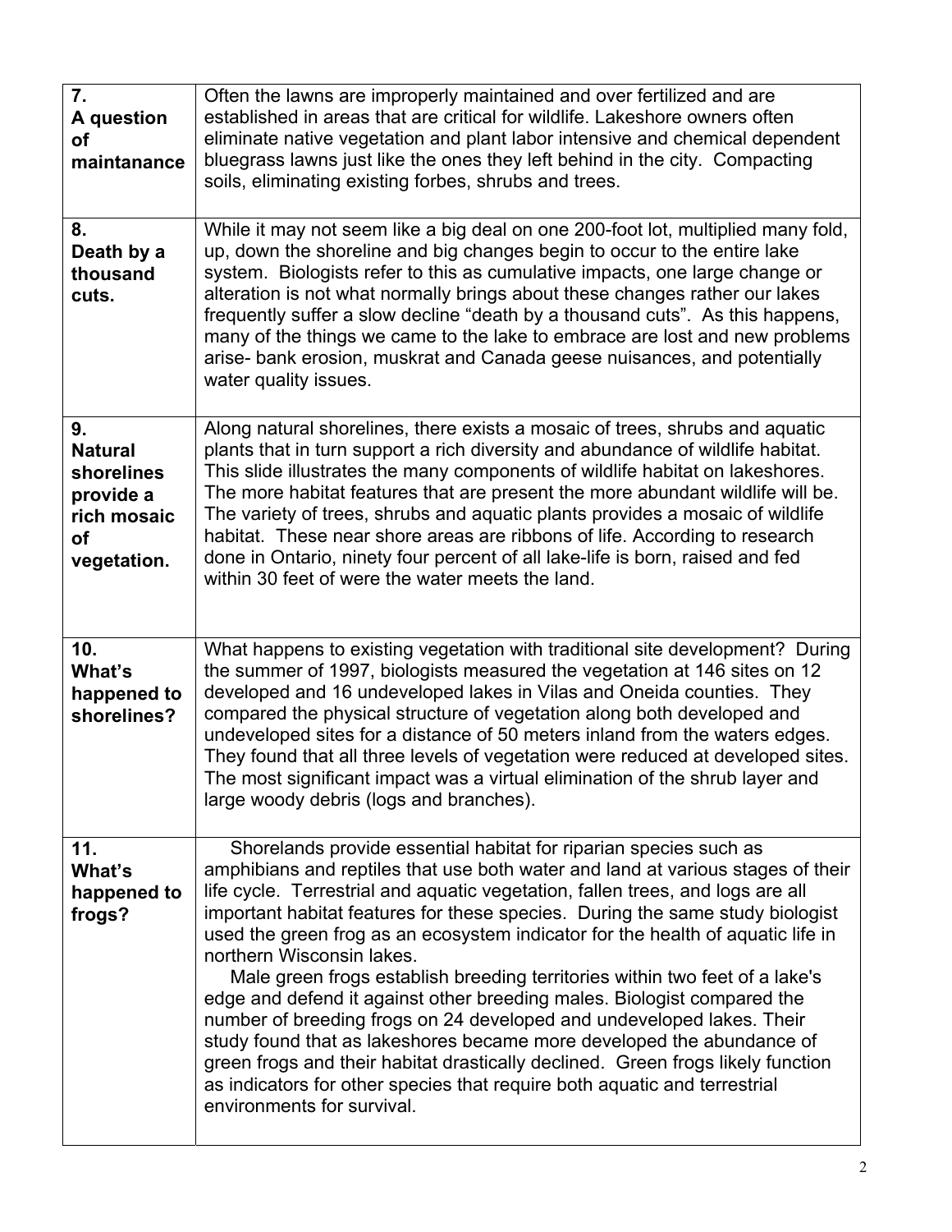| | |
|---|---|
| **7. A question of maintanance** | Often the lawns are improperly maintained and over fertilized and are established in areas that are critical for wildlife. Lakeshore owners often eliminate native vegetation and plant labor intensive and chemical dependent bluegrass lawns just like the ones they left behind in the city. Compacting soils, eliminating existing forbes, shrubs and trees. |
| **8. Death by a thousand cuts.** | While it may not seem like a big deal on one 200-foot lot, multiplied many fold, up, down the shoreline and big changes begin to occur to the entire lake system. Biologists refer to this as cumulative impacts, one large change or alteration is not what normally brings about these changes rather our lakes frequently suffer a slow decline "death by a thousand cuts". As this happens, many of the things we came to the lake to embrace are lost and new problems arise- bank erosion, muskrat and Canada geese nuisances, and potentially water quality issues. |
| **9. Natural shorelines provide a rich mosaic of vegetation.** | Along natural shorelines, there exists a mosaic of trees, shrubs and aquatic plants that in turn support a rich diversity and abundance of wildlife habitat. This slide illustrates the many components of wildlife habitat on lakeshores. The more habitat features that are present the more abundant wildlife will be. The variety of trees, shrubs and aquatic plants provides a mosaic of wildlife habitat. These near shore areas are ribbons of life. According to research done in Ontario, ninety four percent of all lake-life is born, raised and fed within 30 feet of were the water meets the land. |
| **10. What's happened to shorelines?** | What happens to existing vegetation with traditional site development? During the summer of 1997, biologists measured the vegetation at 146 sites on 12 developed and 16 undeveloped lakes in Vilas and Oneida counties. They compared the physical structure of vegetation along both developed and undeveloped sites for a distance of 50 meters inland from the waters edges. They found that all three levels of vegetation were reduced at developed sites. The most significant impact was a virtual elimination of the shrub layer and large woody debris (logs and branches). |
| **11. What's happened to frogs?** | Shorelands provide essential habitat for riparian species such as amphibians and reptiles that use both water and land at various stages of their life cycle. Terrestrial and aquatic vegetation, fallen trees, and logs are all important habitat features for these species. During the same study biologist used the green frog as an ecosystem indicator for the health of aquatic life in northern Wisconsin lakes.<br>Male green frogs establish breeding territories within two feet of a lake's edge and defend it against other breeding males. Biologist compared the number of breeding frogs on 24 developed and undeveloped lakes. Their study found that as lakeshores became more developed the abundance of green frogs and their habitat drastically declined. Green frogs likely function as indicators for other species that require both aquatic and terrestrial environments for survival. |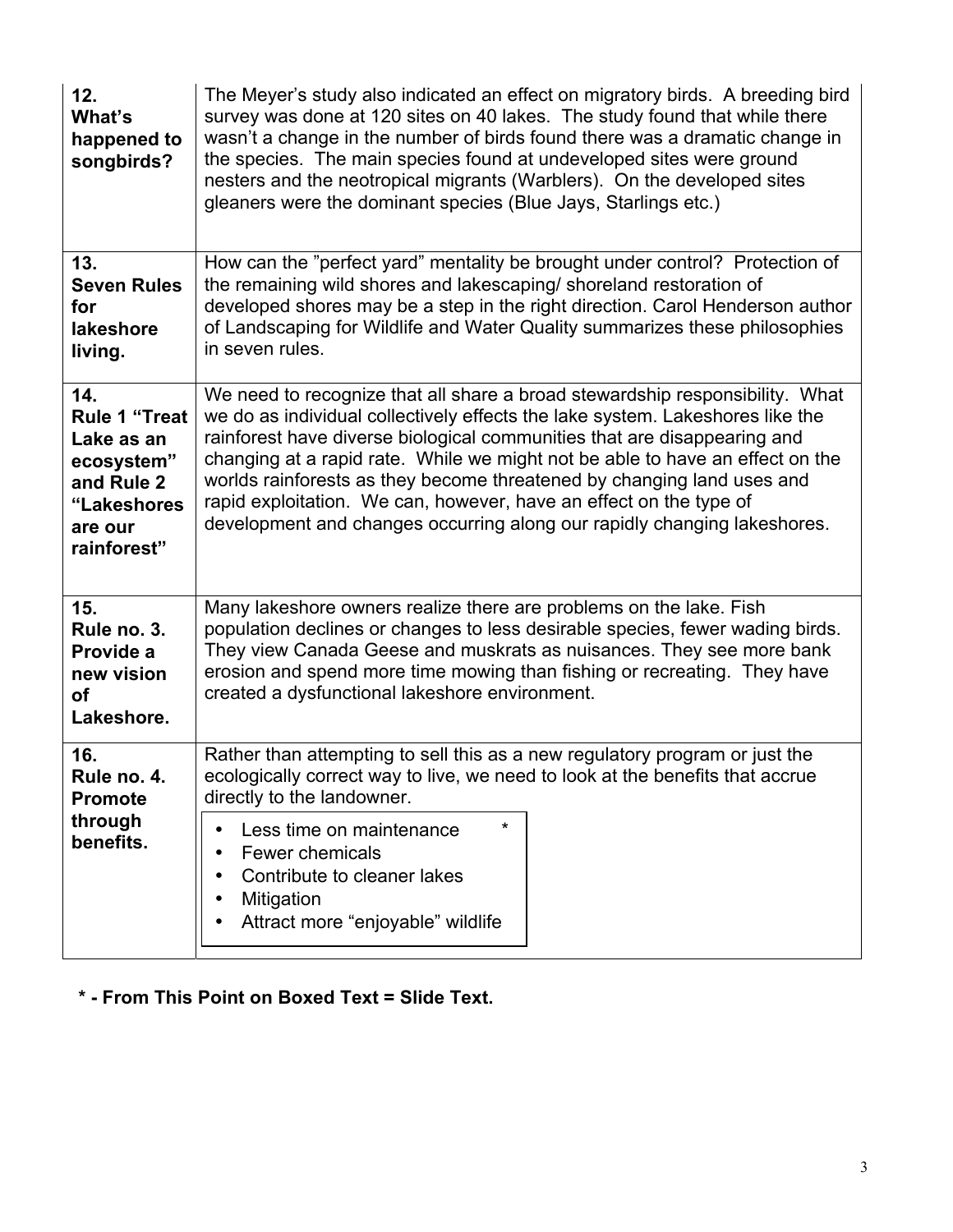| | |
|---|---|
| **12. What's happened to songbirds?** | The Meyer's study also indicated an effect on migratory birds. A breeding bird survey was done at 120 sites on 40 lakes. The study found that while there wasn't a change in the number of birds found there was a dramatic change in the species. The main species found at undeveloped sites were ground nesters and the neotropical migrants (Warblers). On the developed sites gleaners were the dominant species (Blue Jays, Starlings etc.) |
| **13. Seven Rules for lakeshore living.** | How can the "perfect yard" mentality be brought under control? Protection of the remaining wild shores and lakescaping/ shoreland restoration of developed shores may be a step in the right direction. Carol Henderson author of Landscaping for Wildlife and Water Quality summarizes these philosophies in seven rules. |
| **14. Rule 1 "Treat Lake as an ecosystem" and Rule 2 "Lakeshores are our rainforest"** | We need to recognize that all share a broad stewardship responsibility. What we do as individual collectively effects the lake system. Lakeshores like the rainforest have diverse biological communities that are disappearing and changing at a rapid rate. While we might not be able to have an effect on the worlds rainforests as they become threatened by changing land uses and rapid exploitation. We can, however, have an effect on the type of development and changes occurring along our rapidly changing lakeshores. |
| **15. Rule no. 3. Provide a new vision of Lakeshore.** | Many lakeshore owners realize there are problems on the lake. Fish population declines or changes to less desirable species, fewer wading birds. They view Canada Geese and muskrats as nuisances. They see more bank erosion and spend more time mowing than fishing or recreating. They have created a dysfunctional lakeshore environment. |
| **16. Rule no. 4. Promote through benefits.** | Rather than attempting to sell this as a new regulatory program or just the ecologically correct way to live, we need to look at the benefits that accrue directly to the landowner.<br>• Less time on maintenance *<br>• Fewer chemicals<br>• Contribute to cleaner lakes<br>• Mitigation<br>• Attract more "enjoyable" wildlife |

**\* - From This Point on Boxed Text = Slide Text.**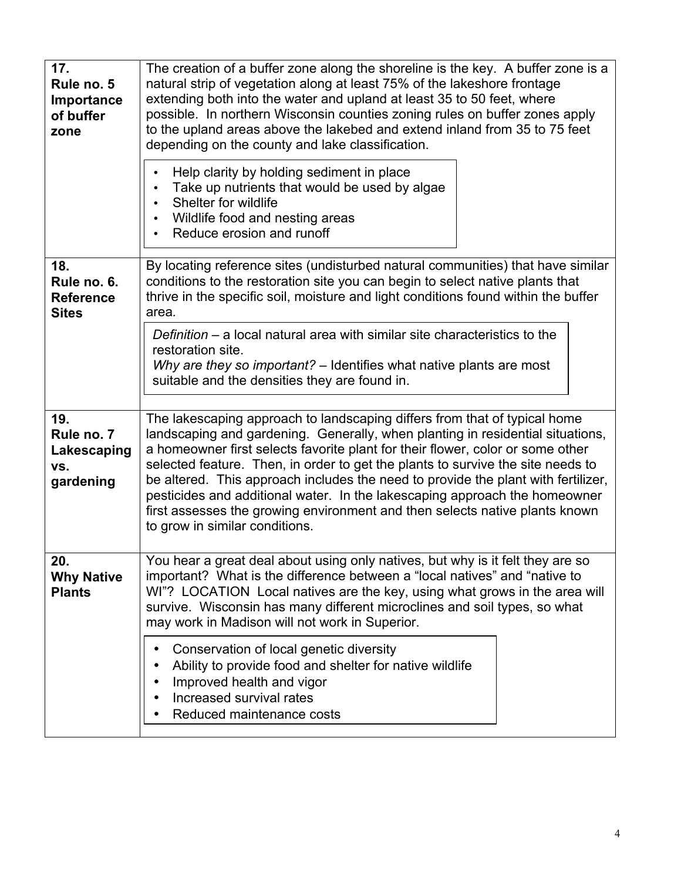| | |
|---|---|
| **17. Rule no. 5 Importance of buffer zone** | The creation of a buffer zone along the shoreline is the key. A buffer zone is a natural strip of vegetation along at least 75% of the lakeshore frontage extending both into the water and upland at least 35 to 50 feet, where possible. In northern Wisconsin counties zoning rules on buffer zones apply to the upland areas above the lakebed and extend inland from 35 to 75 feet depending on the county and lake classification.<br><br>• Help clarity by holding sediment in place<br>• Take up nutrients that would be used by algae<br>• Shelter for wildlife<br>• Wildlife food and nesting areas<br>• Reduce erosion and runoff |
| **18. Rule no. 6. Reference Sites** | By locating reference sites (undisturbed natural communities) that have similar conditions to the restoration site you can begin to select native plants that thrive in the specific soil, moisture and light conditions found within the buffer area.<br><br>*Definition* – a local natural area with similar site characteristics to the restoration site.<br>*Why are they so important?* – Identifies what native plants are most suitable and the densities they are found in. |
| **19. Rule no. 7 Lakescaping vs. gardening** | The lakescaping approach to landscaping differs from that of typical home landscaping and gardening. Generally, when planting in residential situations, a homeowner first selects favorite plant for their flower, color or some other selected feature. Then, in order to get the plants to survive the site needs to be altered. This approach includes the need to provide the plant with fertilizer, pesticides and additional water. In the lakescaping approach the homeowner first assesses the growing environment and then selects native plants known to grow in similar conditions. |
| **20. Why Native Plants** | You hear a great deal about using only natives, but why is it felt they are so important? What is the difference between a "local natives" and "native to WI"? LOCATION Local natives are the key, using what grows in the area will survive. Wisconsin has many different microclines and soil types, so what may work in Madison will not work in Superior.<br><br>• Conservation of local genetic diversity<br>• Ability to provide food and shelter for native wildlife<br>• Improved health and vigor<br>• Increased survival rates<br>• Reduced maintenance costs |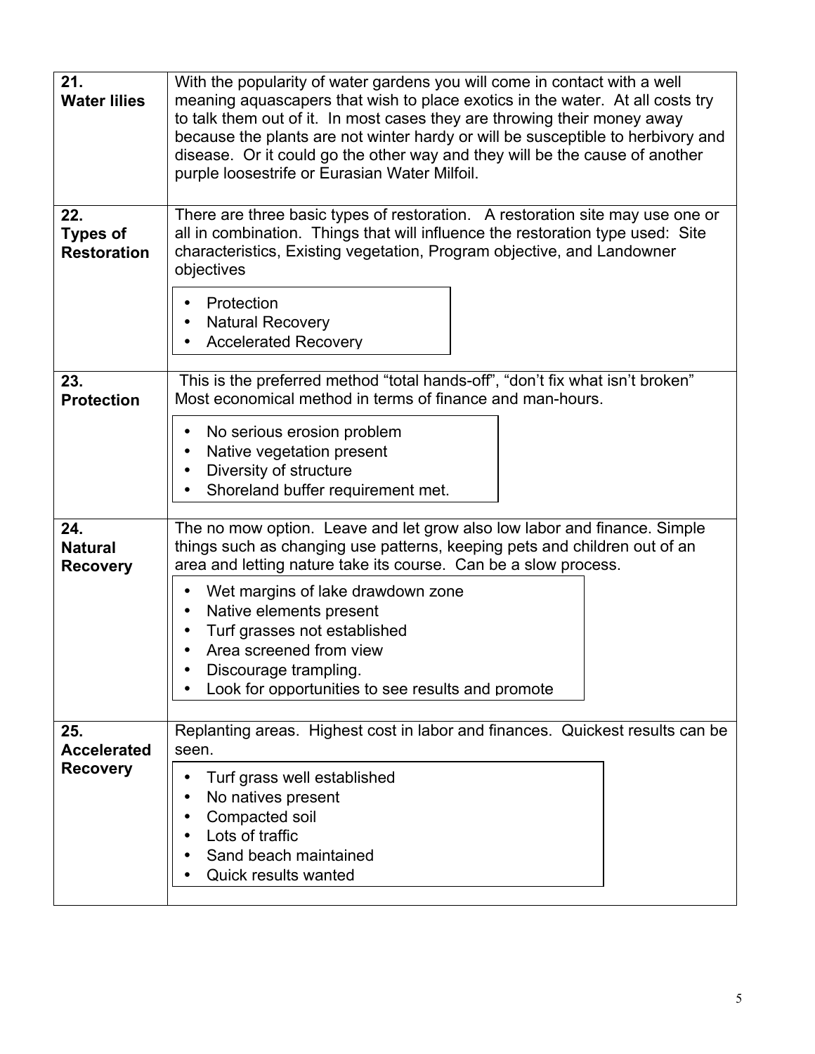| | |
|---|---|
| **21. Water lilies** | With the popularity of water gardens you will come in contact with a well meaning aquascapers that wish to place exotics in the water. At all costs try to talk them out of it. In most cases they are throwing their money away because the plants are not winter hardy or will be susceptible to herbivory and disease. Or it could go the other way and they will be the cause of another purple loosestrife or Eurasian Water Milfoil. |
| **22. Types of Restoration** | There are three basic types of restoration. A restoration site may use one or all in combination. Things that will influence the restoration type used: Site characteristics, Existing vegetation, Program objective, and Landowner objectives<br>• Protection<br>• Natural Recovery<br>• Accelerated Recovery |
| **23. Protection** | This is the preferred method "total hands-off", "don't fix what isn't broken" Most economical method in terms of finance and man-hours.<br>• No serious erosion problem<br>• Native vegetation present<br>• Diversity of structure<br>• Shoreland buffer requirement met. |
| **24. Natural Recovery** | The no mow option. Leave and let grow also low labor and finance. Simple things such as changing use patterns, keeping pets and children out of an area and letting nature take its course. Can be a slow process.<br>• Wet margins of lake drawdown zone<br>• Native elements present<br>• Turf grasses not established<br>• Area screened from view<br>• Discourage trampling.<br>• Look for opportunities to see results and promote |
| **25. Accelerated Recovery** | Replanting areas. Highest cost in labor and finances. Quickest results can be seen.<br>• Turf grass well established<br>• No natives present<br>• Compacted soil<br>• Lots of traffic<br>• Sand beach maintained<br>• Quick results wanted |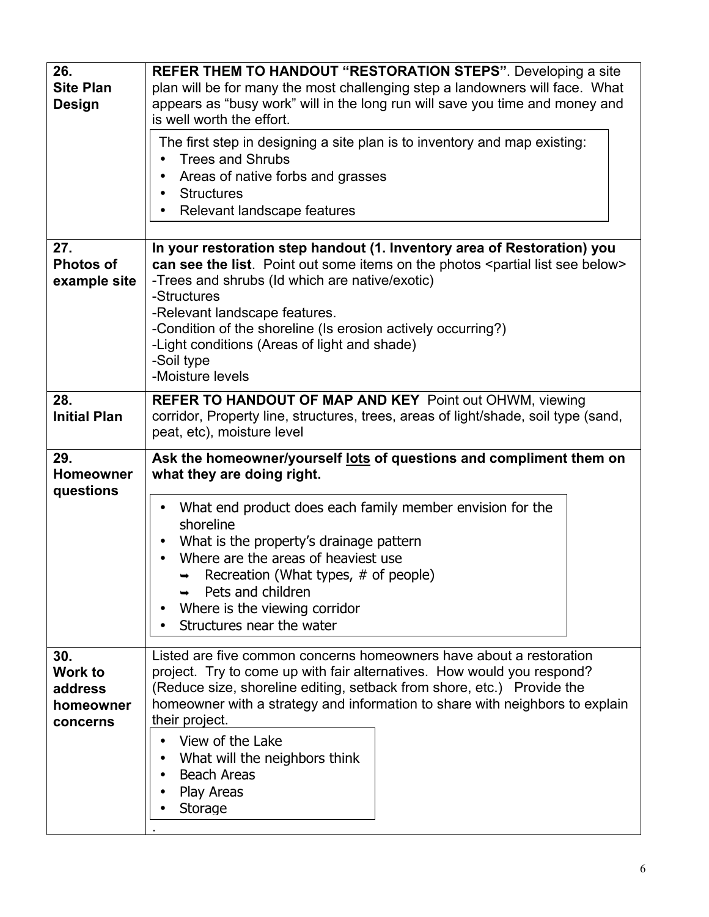| | |
|---|---|
| **26. Site Plan Design** | **REFER THEM TO HANDOUT "RESTORATION STEPS"**. Developing a site plan will be for many the most challenging step a landowners will face. What appears as "busy work" will in the long run will save you time and money and is well worth the effort.<br><br>The first step in designing a site plan is to inventory and map existing:<br>• Trees and Shrubs<br>• Areas of native forbs and grasses<br>• Structures<br>• Relevant landscape features |
| **27. Photos of example site** | **In your restoration step handout (1. Inventory area of Restoration) you can see the list**. Point out some items on the photos <partial list see below><br>-Trees and shrubs (Id which are native/exotic)<br>-Structures<br>-Relevant landscape features.<br>-Condition of the shoreline (Is erosion actively occurring?)<br>-Light conditions (Areas of light and shade)<br>-Soil type<br>-Moisture levels |
| **28. Initial Plan** | **REFER TO HANDOUT OF MAP AND KEY** Point out OHWM, viewing corridor, Property line, structures, trees, areas of light/shade, soil type (sand, peat, etc), moisture level |
| **29. Homeowner questions** | **Ask the homeowner/yourself <u>lots</u> of questions and compliment them on what they are doing right.**<br><br>• What end product does each family member envision for the shoreline<br>• What is the property's drainage pattern<br>• Where are the areas of heaviest use<br>  ➡ Recreation (What types, # of people)<br>  ➡ Pets and children<br>• Where is the viewing corridor<br>• Structures near the water |
| **30. Work to address homeowner concerns** | Listed are five common concerns homeowners have about a restoration project. Try to come up with fair alternatives. How would you respond? (Reduce size, shoreline editing, setback from shore, etc.) Provide the homeowner with a strategy and information to share with neighbors to explain their project.<br><br>• View of the Lake<br>• What will the neighbors think<br>• Beach Areas<br>• Play Areas<br>• Storage<br>. |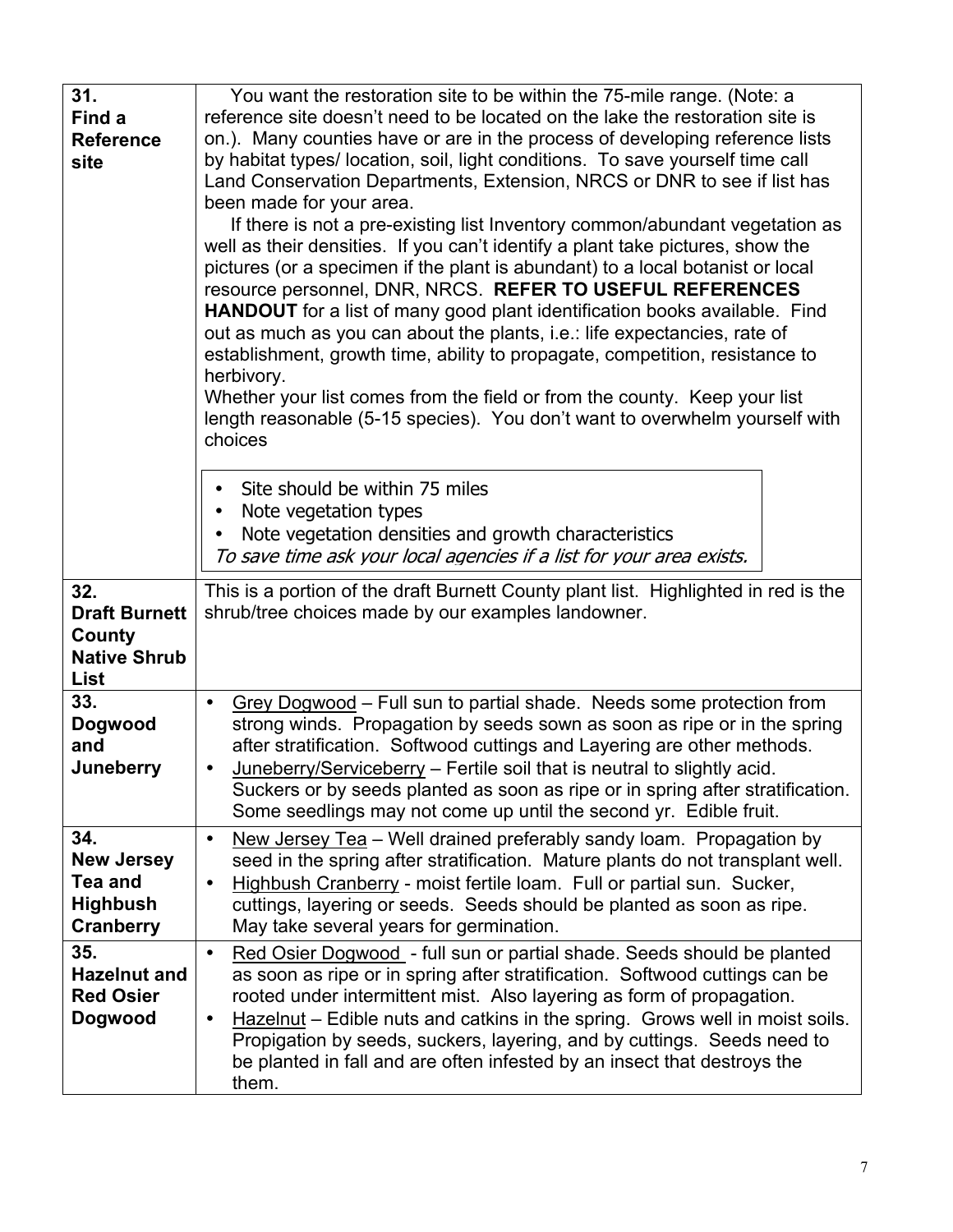| | |
|---|---|
| **31. Find a Reference site** | You want the restoration site to be within the 75-mile range. (Note: a reference site doesn't need to be located on the lake the restoration site is on.). Many counties have or are in the process of developing reference lists by habitat types/ location, soil, light conditions. To save yourself time call Land Conservation Departments, Extension, NRCS or DNR to see if list has been made for your area.<br>If there is not a pre-existing list Inventory common/abundant vegetation as well as their densities. If you can't identify a plant take pictures, show the pictures (or a specimen if the plant is abundant) to a local botanist or local resource personnel, DNR, NRCS. **REFER TO USEFUL REFERENCES HANDOUT** for a list of many good plant identification books available. Find out as much as you can about the plants, i.e.: life expectancies, rate of establishment, growth time, ability to propagate, competition, resistance to herbivory.<br>Whether your list comes from the field or from the county. Keep your list length reasonable (5-15 species). You don't want to overwhelm yourself with choices<br><br>• Site should be within 75 miles<br>• Note vegetation types<br>• Note vegetation densities and growth characteristics<br>*To save time ask your local agencies if a list for your area exists.* |
| **32. Draft Burnett County Native Shrub List** | This is a portion of the draft Burnett County plant list. Highlighted in red is the shrub/tree choices made by our examples landowner. |
| **33. Dogwood and Juneberry** | • Grey Dogwood – Full sun to partial shade. Needs some protection from strong winds. Propagation by seeds sown as soon as ripe or in the spring after stratification. Softwood cuttings and Layering are other methods.<br>• Juneberry/Serviceberry – Fertile soil that is neutral to slightly acid. Suckers or by seeds planted as soon as ripe or in spring after stratification. Some seedlings may not come up until the second yr. Edible fruit. |
| **34. New Jersey Tea and Highbush Cranberry** | • New Jersey Tea – Well drained preferably sandy loam. Propagation by seed in the spring after stratification. Mature plants do not transplant well.<br>• Highbush Cranberry - moist fertile loam. Full or partial sun. Sucker, cuttings, layering or seeds. Seeds should be planted as soon as ripe. May take several years for germination. |
| **35. Hazelnut and Red Osier Dogwood** | • Red Osier Dogwood - full sun or partial shade. Seeds should be planted as soon as ripe or in spring after stratification. Softwood cuttings can be rooted under intermittent mist. Also layering as form of propagation.<br>• Hazelnut – Edible nuts and catkins in the spring. Grows well in moist soils. Propigation by seeds, suckers, layering, and by cuttings. Seeds need to be planted in fall and are often infested by an insect that destroys the them. |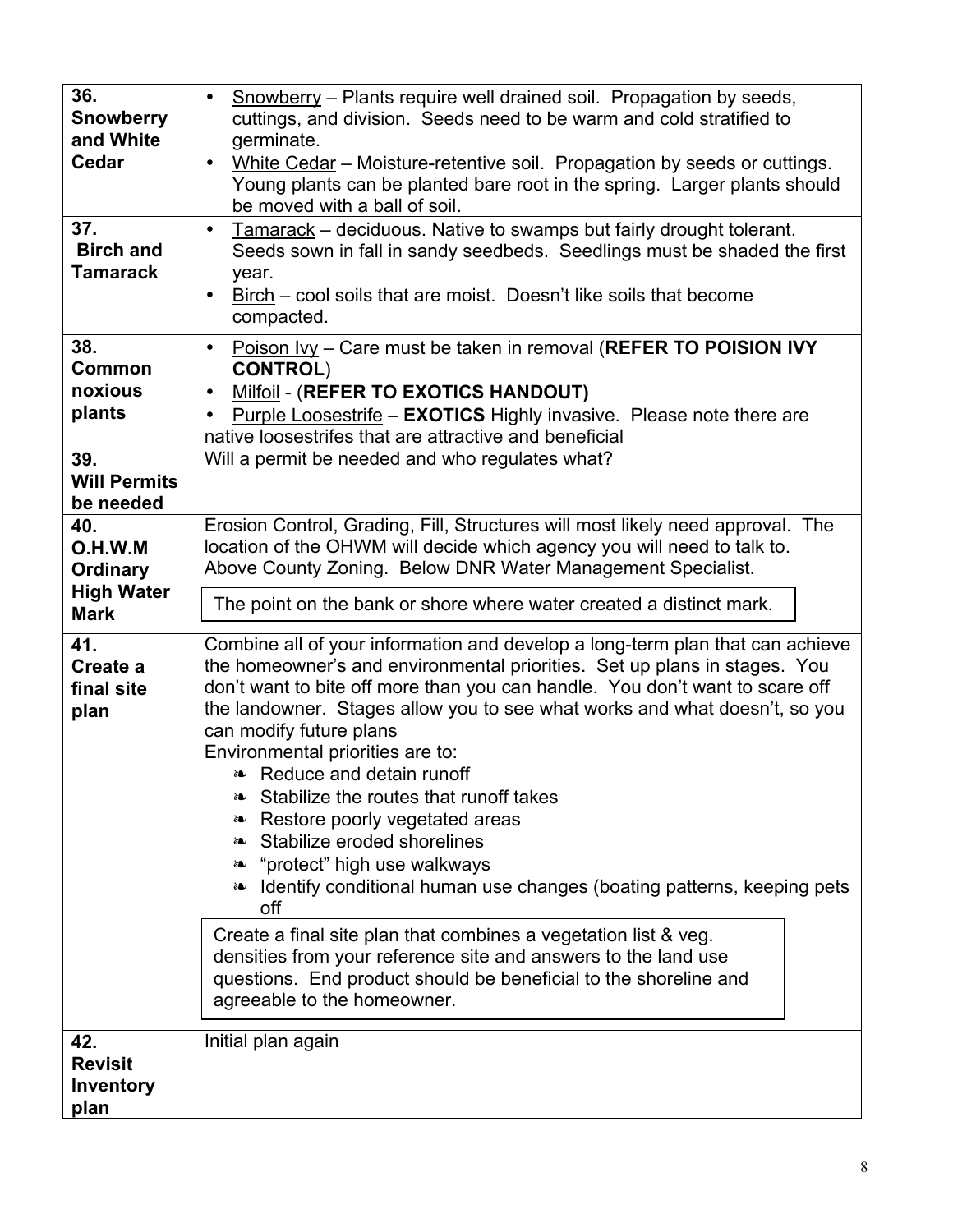| | |
|---|---|
| **36. Snowberry and White Cedar** | • Snowberry – Plants require well drained soil. Propagation by seeds, cuttings, and division. Seeds need to be warm and cold stratified to germinate.<br>• White Cedar – Moisture-retentive soil. Propagation by seeds or cuttings. Young plants can be planted bare root in the spring. Larger plants should be moved with a ball of soil. |
| **37. Birch and Tamarack** | • Tamarack – deciduous. Native to swamps but fairly drought tolerant. Seeds sown in fall in sandy seedbeds. Seedlings must be shaded the first year.<br>• Birch – cool soils that are moist. Doesn't like soils that become compacted. |
| **38. Common noxious plants** | • Poison Ivy – Care must be taken in removal (**REFER TO POISION IVY CONTROL**)<br>• Milfoil - (**REFER TO EXOTICS HANDOUT)**<br>• Purple Loosestrife – **EXOTICS** Highly invasive. Please note there are native loosestrifes that are attractive and beneficial |
| **39. Will Permits be needed** | Will a permit be needed and who regulates what? |
| **40. O.H.W.M Ordinary High Water Mark** | Erosion Control, Grading, Fill, Structures will most likely need approval. The location of the OHWM will decide which agency you will need to talk to. Above County Zoning. Below DNR Water Management Specialist.<br><br>The point on the bank or shore where water created a distinct mark. |
| **41. Create a final site plan** | Combine all of your information and develop a long-term plan that can achieve the homeowner's and environmental priorities. Set up plans in stages. You don't want to bite off more than you can handle. You don't want to scare off the landowner. Stages allow you to see what works and what doesn't, so you can modify future plans<br>Environmental priorities are to:<br>❧ Reduce and detain runoff<br>❧ Stabilize the routes that runoff takes<br>❧ Restore poorly vegetated areas<br>❧ Stabilize eroded shorelines<br>❧ "protect" high use walkways<br>❧ Identify conditional human use changes (boating patterns, keeping pets off<br><br>Create a final site plan that combines a vegetation list & veg. densities from your reference site and answers to the land use questions. End product should be beneficial to the shoreline and agreeable to the homeowner. |
| **42. Revisit Inventory plan** | Initial plan again |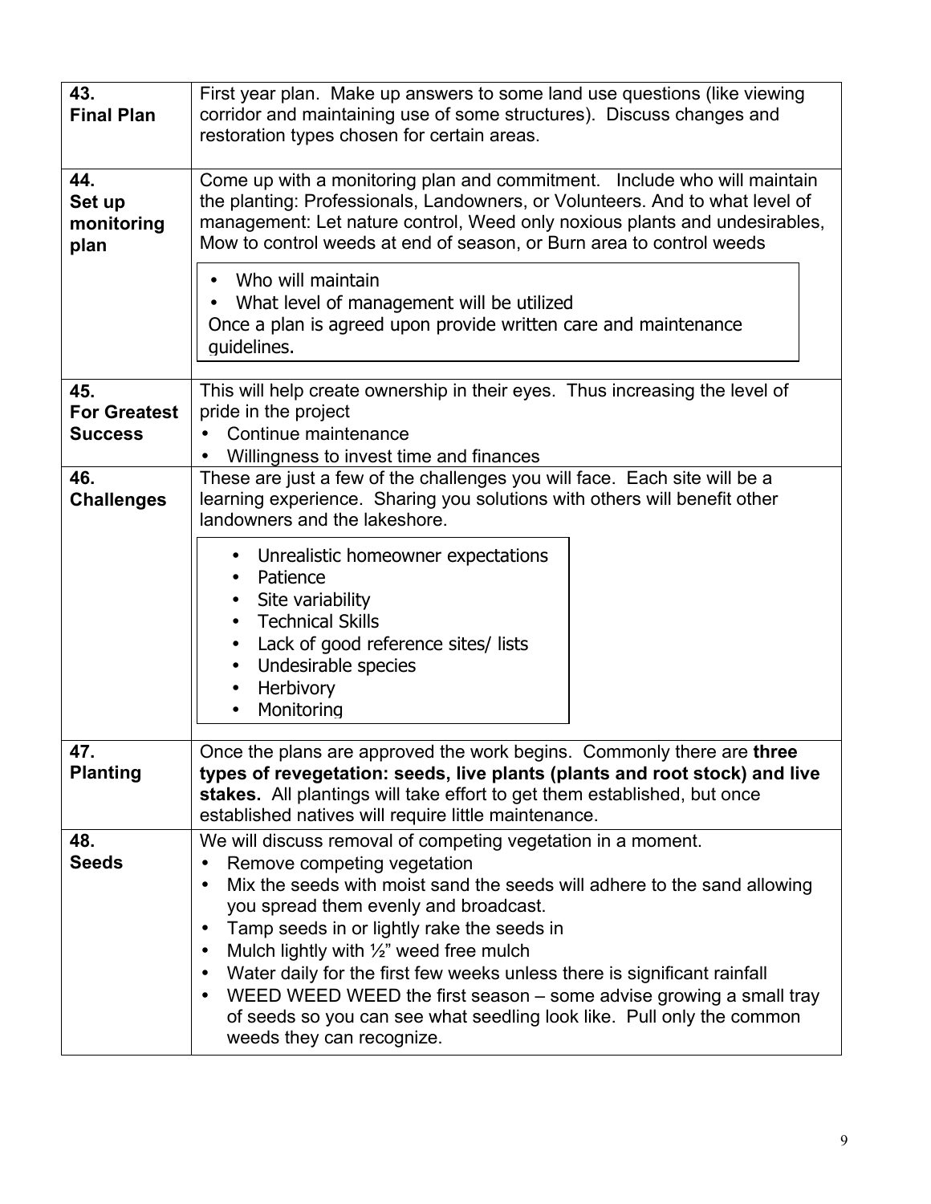| | |
|---|---|
| **43. Final Plan** | First year plan. Make up answers to some land use questions (like viewing corridor and maintaining use of some structures). Discuss changes and restoration types chosen for certain areas. |
| **44. Set up monitoring plan** | Come up with a monitoring plan and commitment. Include who will maintain the planting: Professionals, Landowners, or Volunteers. And to what level of management: Let nature control, Weed only noxious plants and undesirables, Mow to control weeds at end of season, or Burn area to control weeds<br><br>• Who will maintain<br>• What level of management will be utilized<br>Once a plan is agreed upon provide written care and maintenance guidelines. |
| **45. For Greatest Success** | This will help create ownership in their eyes. Thus increasing the level of pride in the project<br>• Continue maintenance<br>• Willingness to invest time and finances |
| **46. Challenges** | These are just a few of the challenges you will face. Each site will be a learning experience. Sharing you solutions with others will benefit other landowners and the lakeshore.<br><br>• Unrealistic homeowner expectations<br>• Patience<br>• Site variability<br>• Technical Skills<br>• Lack of good reference sites/ lists<br>• Undesirable species<br>• Herbivory<br>• Monitoring |
| **47. Planting** | Once the plans are approved the work begins. Commonly there are **three types of revegetation: seeds, live plants (plants and root stock) and live stakes.** All plantings will take effort to get them established, but once established natives will require little maintenance. |
| **48. Seeds** | We will discuss removal of competing vegetation in a moment.<br>• Remove competing vegetation<br>• Mix the seeds with moist sand the seeds will adhere to the sand allowing you spread them evenly and broadcast.<br>• Tamp seeds in or lightly rake the seeds in<br>• Mulch lightly with ½" weed free mulch<br>• Water daily for the first few weeks unless there is significant rainfall<br>• WEED WEED WEED the first season – some advise growing a small tray of seeds so you can see what seedling look like. Pull only the common weeds they can recognize. |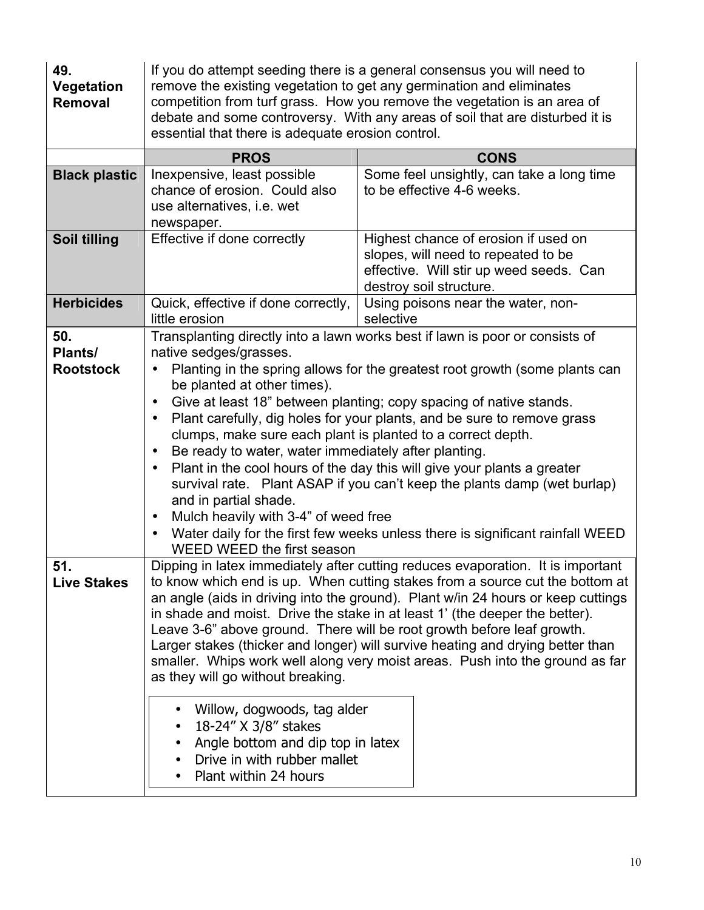| | | |
|---|---|---|
| **49. Vegetation Removal** | If you do attempt seeding there is a general consensus you will need to remove the existing vegetation to get any germination and eliminates competition from turf grass. How you remove the vegetation is an area of debate and some controversy. With any areas of soil that are disturbed it is essential that there is adequate erosion control. | |
| | **PROS** | **CONS** |
| **Black plastic** | Inexpensive, least possible chance of erosion. Could also use alternatives, i.e. wet newspaper. | Some feel unsightly, can take a long time to be effective 4-6 weeks. |
| **Soil tilling** | Effective if done correctly | Highest chance of erosion if used on slopes, will need to repeated to be effective. Will stir up weed seeds. Can destroy soil structure. |
| **Herbicides** | Quick, effective if done correctly, little erosion | Using poisons near the water, non-selective |

**50. Plants/ Rootstock**

Transplanting directly into a lawn works best if lawn is poor or consists of native sedges/grasses.

- Planting in the spring allows for the greatest root growth (some plants can be planted at other times).
- Give at least 18" between planting; copy spacing of native stands.
- Plant carefully, dig holes for your plants, and be sure to remove grass clumps, make sure each plant is planted to a correct depth.
- Be ready to water, water immediately after planting.
- Plant in the cool hours of the day this will give your plants a greater survival rate. Plant ASAP if you can't keep the plants damp (wet burlap) and in partial shade.
- Mulch heavily with 3-4" of weed free
- Water daily for the first few weeks unless there is significant rainfall WEED WEED WEED the first season

**51. Live Stakes**

Dipping in latex immediately after cutting reduces evaporation. It is important to know which end is up. When cutting stakes from a source cut the bottom at an angle (aids in driving into the ground). Plant w/in 24 hours or keep cuttings in shade and moist. Drive the stake in at least 1' (the deeper the better). Leave 3-6" above ground. There will be root growth before leaf growth. Larger stakes (thicker and longer) will survive heating and drying better than smaller. Whips work well along very moist areas. Push into the ground as far as they will go without breaking.

- Willow, dogwoods, tag alder
- 18-24" X 3/8" stakes
- Angle bottom and dip top in latex
- Drive in with rubber mallet
- Plant within 24 hours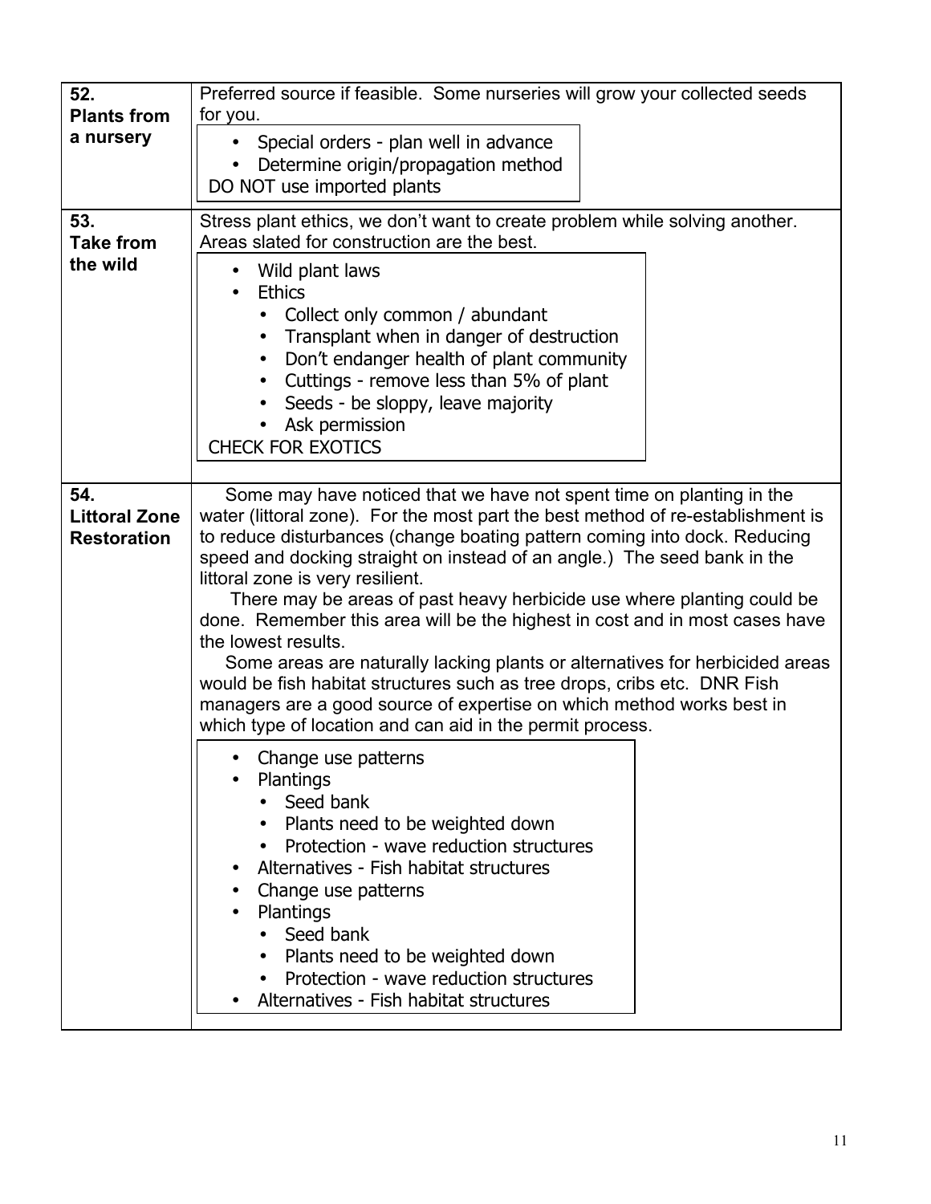| | |
|---|---|
| **52. Plants from a nursery** | Preferred source if feasible. Some nurseries will grow your collected seeds for you.<br><br>• Special orders - plan well in advance<br>• Determine origin/propagation method<br>DO NOT use imported plants |
| **53. Take from the wild** | Stress plant ethics, we don't want to create problem while solving another. Areas slated for construction are the best.<br><br>• Wild plant laws<br>• Ethics<br>&nbsp;&nbsp;&nbsp;&nbsp;• Collect only common / abundant<br>&nbsp;&nbsp;&nbsp;&nbsp;• Transplant when in danger of destruction<br>&nbsp;&nbsp;&nbsp;&nbsp;• Don't endanger health of plant community<br>&nbsp;&nbsp;&nbsp;&nbsp;• Cuttings - remove less than 5% of plant<br>&nbsp;&nbsp;&nbsp;&nbsp;• Seeds - be sloppy, leave majority<br>&nbsp;&nbsp;&nbsp;&nbsp;• Ask permission<br>CHECK FOR EXOTICS |
| **54. Littoral Zone Restoration** | Some may have noticed that we have not spent time on planting in the water (littoral zone). For the most part the best method of re-establishment is to reduce disturbances (change boating pattern coming into dock. Reducing speed and docking straight on instead of an angle.) The seed bank in the littoral zone is very resilient.<br>There may be areas of past heavy herbicide use where planting could be done. Remember this area will be the highest in cost and in most cases have the lowest results.<br>Some areas are naturally lacking plants or alternatives for herbicided areas would be fish habitat structures such as tree drops, cribs etc. DNR Fish managers are a good source of expertise on which method works best in which type of location and can aid in the permit process.<br><br>• Change use patterns<br>• Plantings<br>&nbsp;&nbsp;&nbsp;&nbsp;• Seed bank<br>&nbsp;&nbsp;&nbsp;&nbsp;• Plants need to be weighted down<br>&nbsp;&nbsp;&nbsp;&nbsp;• Protection - wave reduction structures<br>• Alternatives - Fish habitat structures<br>• Change use patterns<br>• Plantings<br>&nbsp;&nbsp;&nbsp;&nbsp;• Seed bank<br>&nbsp;&nbsp;&nbsp;&nbsp;• Plants need to be weighted down<br>&nbsp;&nbsp;&nbsp;&nbsp;• Protection - wave reduction structures<br>• Alternatives - Fish habitat structures |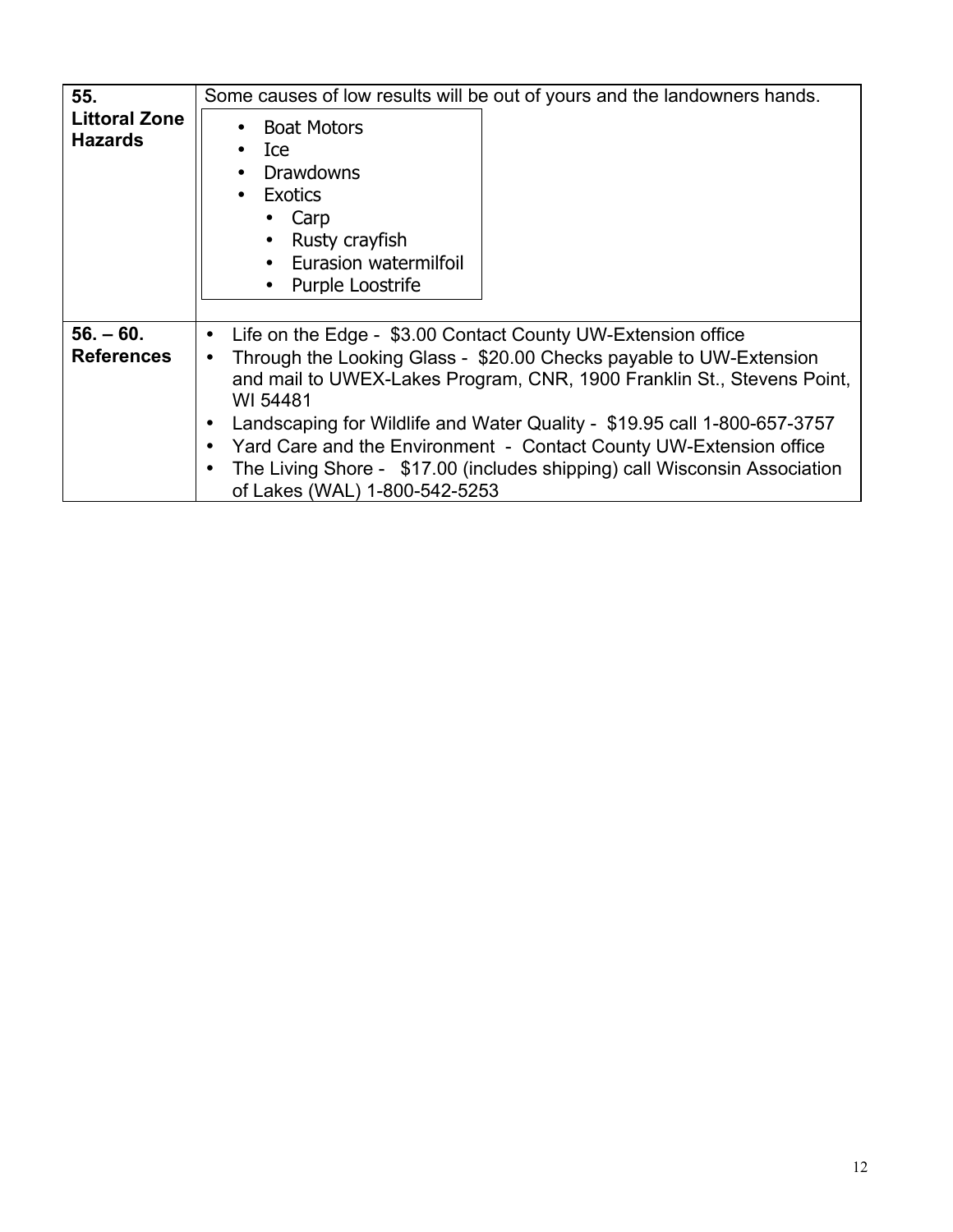| | |
|---|---|
| **55. Littoral Zone Hazards** | Some causes of low results will be out of yours and the landowners hands.<br>• Boat Motors<br>• Ice<br>• Drawdowns<br>• Exotics<br>  • Carp<br>  • Rusty crayfish<br>  • Eurasion watermilfoil<br>  • Purple Loostrife |
| **56. – 60. References** | • Life on the Edge - $3.00 Contact County UW-Extension office<br>• Through the Looking Glass - $20.00 Checks payable to UW-Extension and mail to UWEX-Lakes Program, CNR, 1900 Franklin St., Stevens Point, WI 54481<br>• Landscaping for Wildlife and Water Quality - $19.95 call 1-800-657-3757<br>• Yard Care and the Environment - Contact County UW-Extension office<br>• The Living Shore - $17.00 (includes shipping) call Wisconsin Association of Lakes (WAL) 1-800-542-5253 |